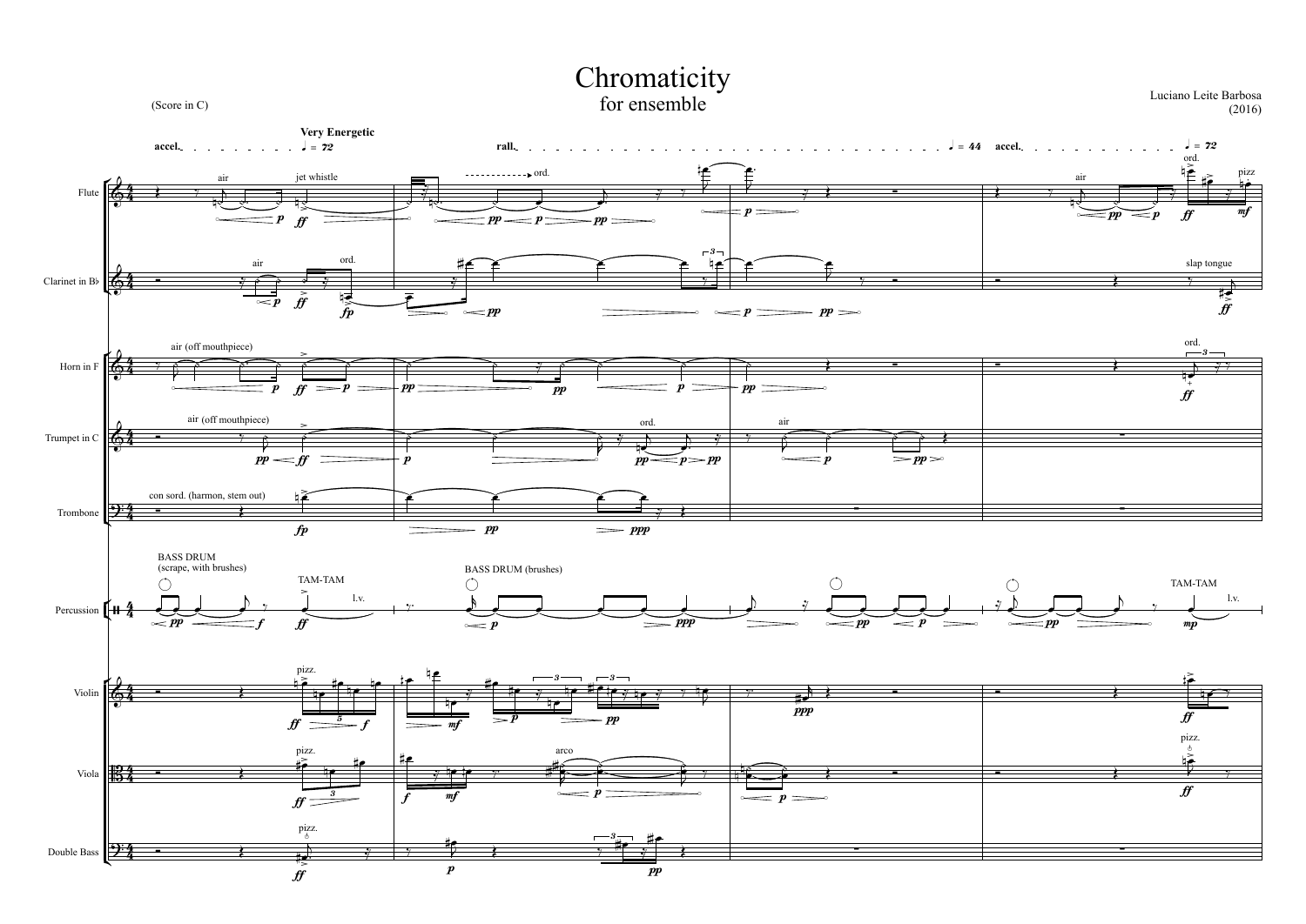# Chromaticity

for ensemble

(Score in C)

Luciano Leite Barbosa
(2016)